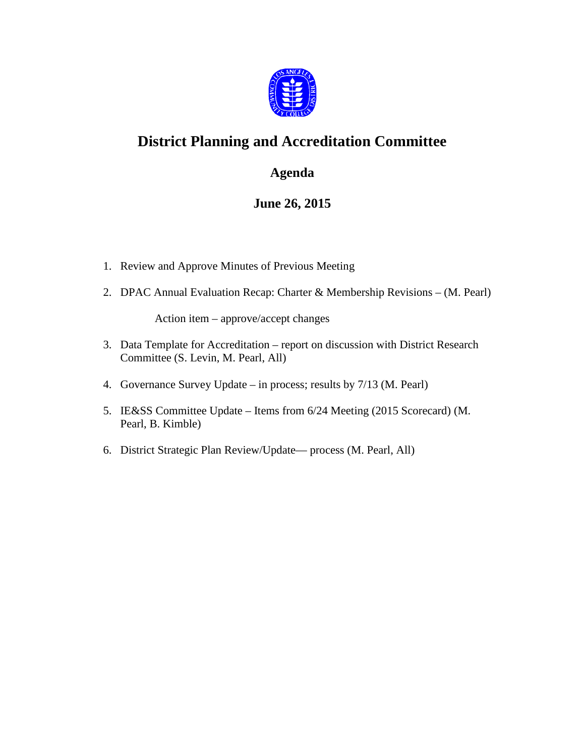# District Planning and Accreditation Committee

## Agenda

## June 26, 2015

1. Review and Approve Minutes of Previous Meeting

2. DPAC Annual Evaluation Recap: Charter & Membership Revisions – (M. Pearl)

   Action item – approve/accept changes

3. Data Template for Accreditation – report on discussion with District Research Committee (S. Levin, M. Pearl, All)

4. Governance Survey Update – in process; results by 7/13 (M. Pearl)

5. IE&SS Committee Update – Items from 6/24 Meeting (2015 Scorecard) (M. Pearl, B. Kimble)

6. District Strategic Plan Review/Update— process (M. Pearl, All)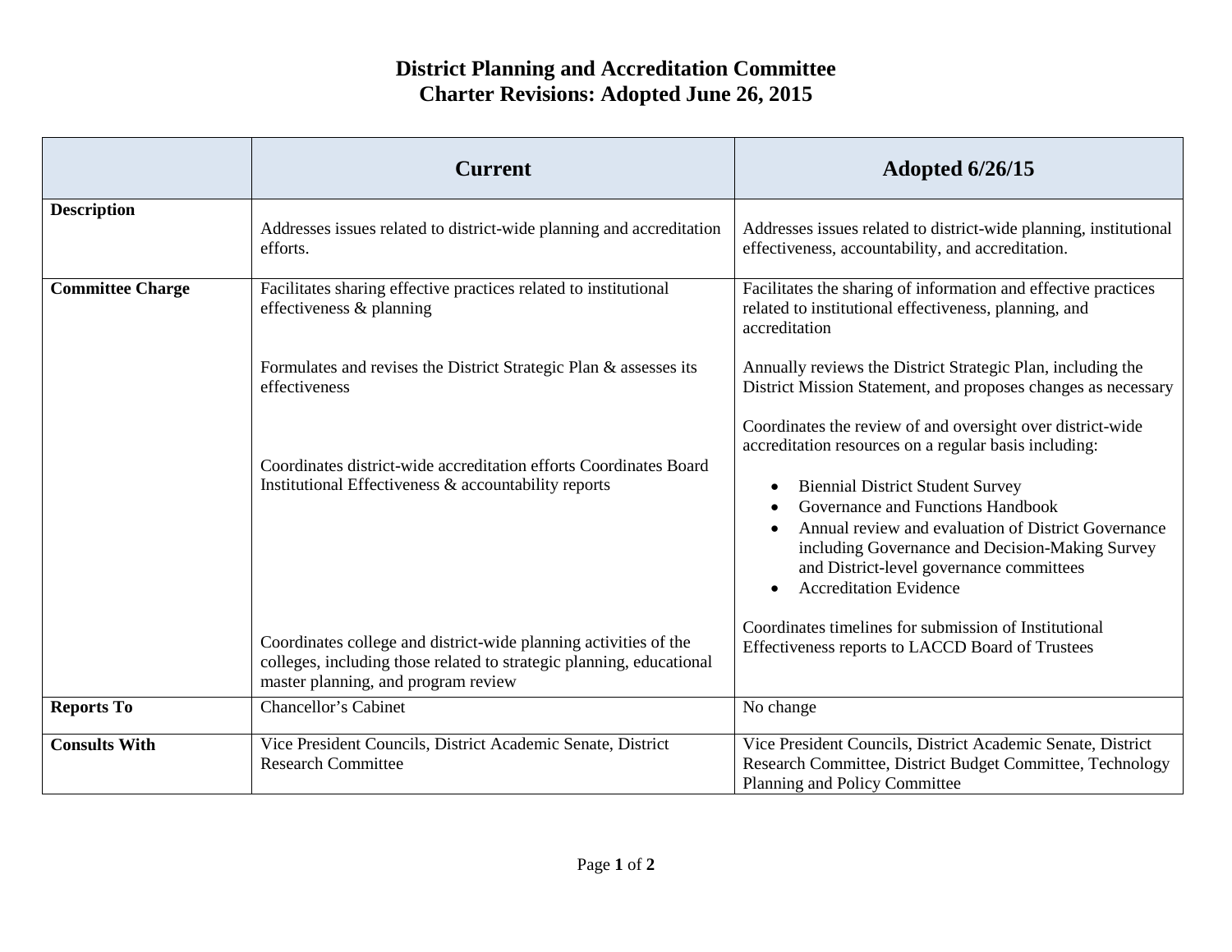# District Planning and Accreditation Committee
## Charter Revisions: Adopted June 26, 2015

| | Current | Adopted 6/26/15 |
|---|---|---|
| **Description** | Addresses issues related to district-wide planning and accreditation efforts. | Addresses issues related to district-wide planning, institutional effectiveness, accountability, and accreditation. |
| **Committee Charge** | Facilitates sharing effective practices related to institutional effectiveness & planning<br><br>Formulates and revises the District Strategic Plan & assesses its effectiveness<br><br>Coordinates district-wide accreditation efforts Coordinates Board Institutional Effectiveness & accountability reports<br><br>Coordinates college and district-wide planning activities of the colleges, including those related to strategic planning, educational master planning, and program review | Facilitates the sharing of information and effective practices related to institutional effectiveness, planning, and accreditation<br><br>Annually reviews the District Strategic Plan, including the District Mission Statement, and proposes changes as necessary<br><br>Coordinates the review of and oversight over district-wide accreditation resources on a regular basis including:<br>• Biennial District Student Survey<br>• Governance and Functions Handbook<br>• Annual review and evaluation of District Governance including Governance and Decision-Making Survey and District-level governance committees<br>• Accreditation Evidence<br><br>Coordinates timelines for submission of Institutional Effectiveness reports to LACCD Board of Trustees |
| **Reports To** | Chancellor's Cabinet | No change |
| **Consults With** | Vice President Councils, District Academic Senate, District Research Committee | Vice President Councils, District Academic Senate, District Research Committee, District Budget Committee, Technology Planning and Policy Committee |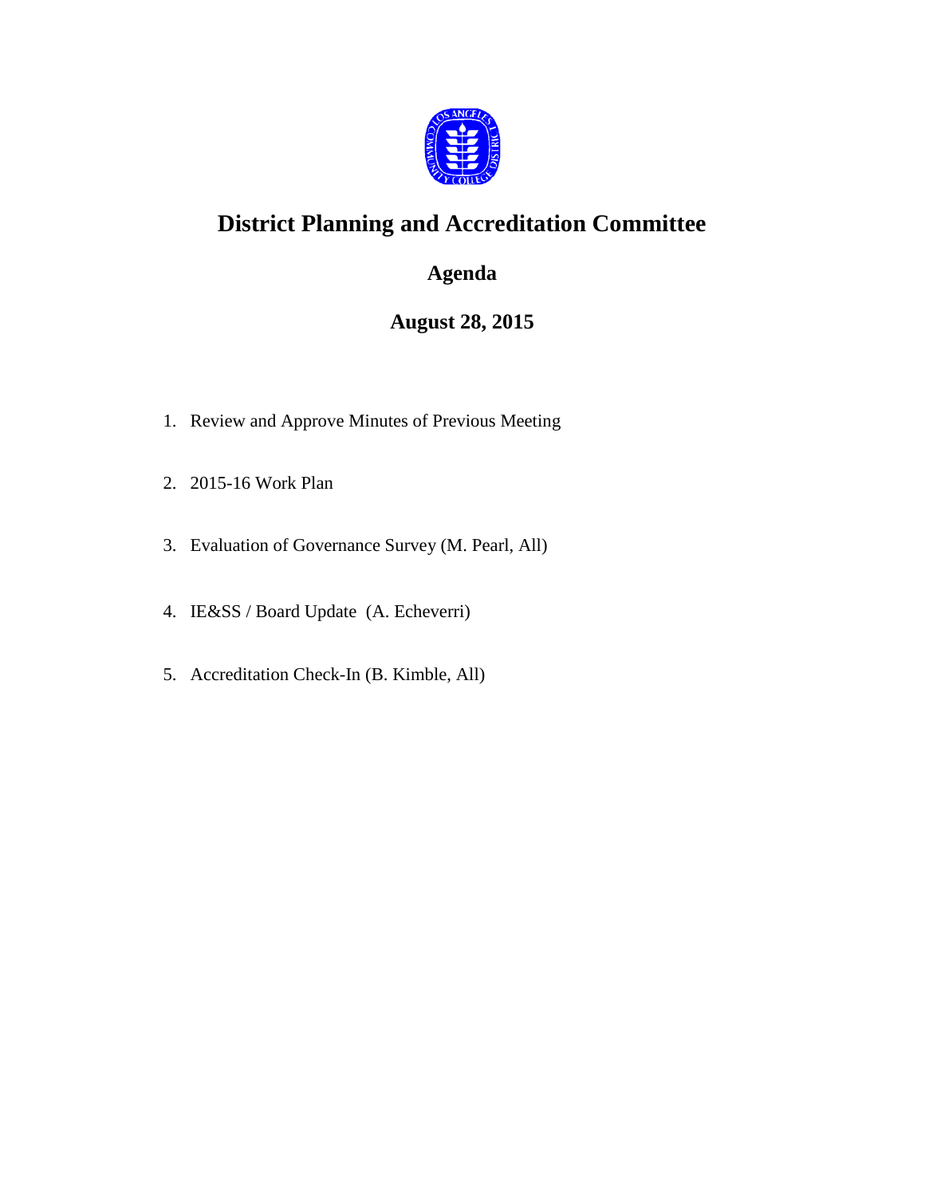# District Planning and Accreditation Committee

## Agenda

## August 28, 2015

1. Review and Approve Minutes of Previous Meeting
2. 2015-16 Work Plan
3. Evaluation of Governance Survey (M. Pearl, All)
4. IE&SS / Board Update (A. Echeverri)
5. Accreditation Check-In (B. Kimble, All)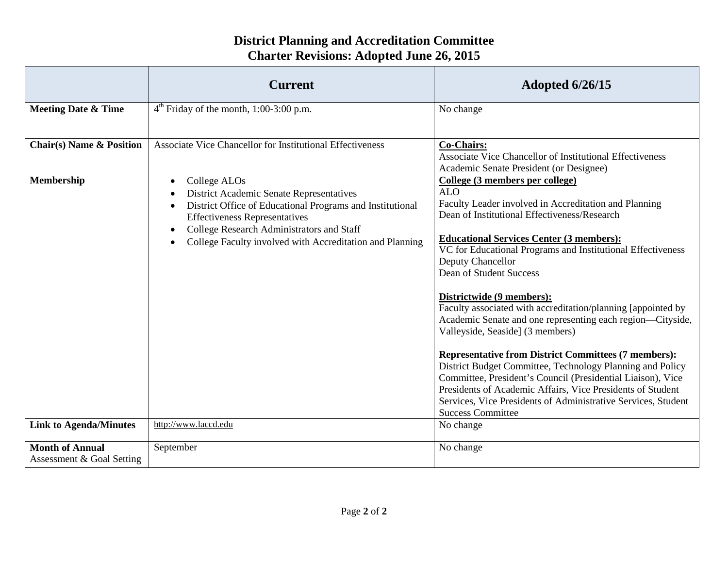# District Planning and Accreditation Committee
## Charter Revisions: Adopted June 26, 2015

| | Current | Adopted 6/26/15 |
|---|---|---|
| **Meeting Date & Time** | 4th Friday of the month, 1:00-3:00 p.m. | No change |
| **Chair(s) Name & Position** | Associate Vice Chancellor for Institutional Effectiveness | **Co-Chairs:**<br>Associate Vice Chancellor of Institutional Effectiveness<br>Academic Senate President (or Designee) |
| **Membership** | • College ALOs<br>• District Academic Senate Representatives<br>• District Office of Educational Programs and Institutional Effectiveness Representatives<br>• College Research Administrators and Staff<br>• College Faculty involved with Accreditation and Planning | **College (3 members per college)**<br>ALO<br>Faculty Leader involved in Accreditation and Planning<br>Dean of Institutional Effectiveness/Research<br><br>**Educational Services Center (3 members):**<br>VC for Educational Programs and Institutional Effectiveness<br>Deputy Chancellor<br>Dean of Student Success<br><br>**Districtwide (9 members):**<br>Faculty associated with accreditation/planning [appointed by Academic Senate and one representing each region—Cityside, Valleyside, Seaside] (3 members)<br><br>**Representative from District Committees (7 members):**<br>District Budget Committee, Technology Planning and Policy Committee, President's Council (Presidential Liaison), Vice Presidents of Academic Affairs, Vice Presidents of Student Services, Vice Presidents of Administrative Services, Student Success Committee |
| **Link to Agenda/Minutes** | http://www.laccd.edu | No change |
| **Month of Annual** Assessment & Goal Setting | September | No change |